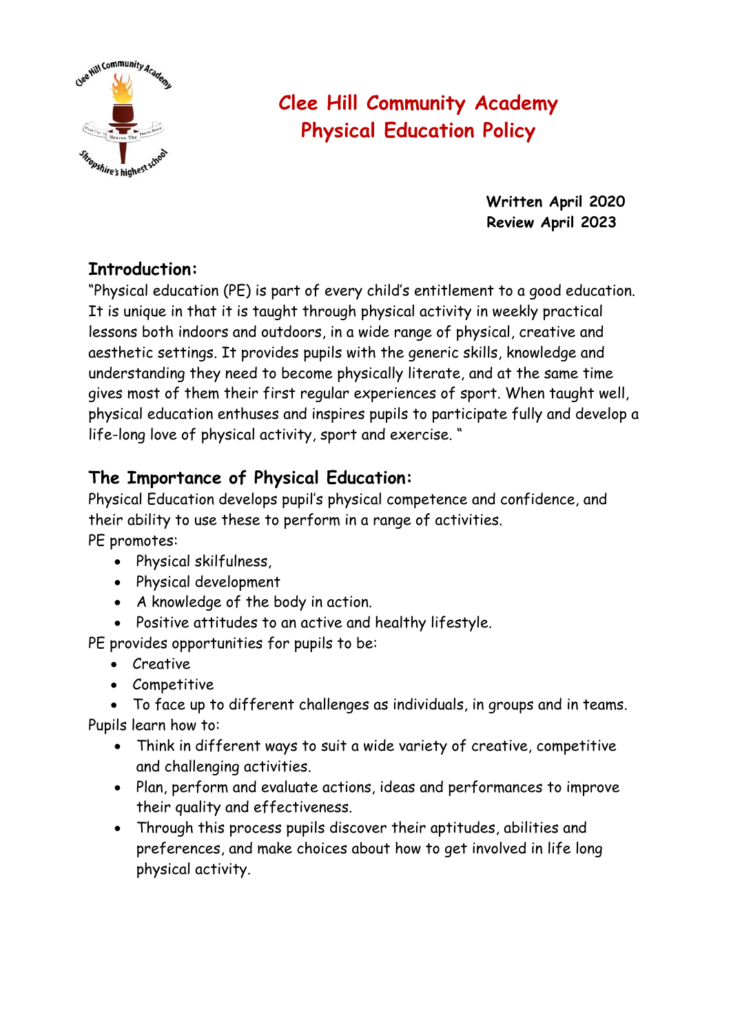# Clee Hill Community Academy
# Physical Education Policy

**Written April 2020**
**Review April 2023**

## Introduction:

"Physical education (PE) is part of every child's entitlement to a good education. It is unique in that it is taught through physical activity in weekly practical lessons both indoors and outdoors, in a wide range of physical, creative and aesthetic settings. It provides pupils with the generic skills, knowledge and understanding they need to become physically literate, and at the same time gives most of them their first regular experiences of sport. When taught well, physical education enthuses and inspires pupils to participate fully and develop a life-long love of physical activity, sport and exercise. "

## The Importance of Physical Education:

Physical Education develops pupil's physical competence and confidence, and their ability to use these to perform in a range of activities.

PE promotes:

- Physical skilfulness,
- Physical development
- A knowledge of the body in action.
- Positive attitudes to an active and healthy lifestyle.

PE provides opportunities for pupils to be:

- Creative
- Competitive
- To face up to different challenges as individuals, in groups and in teams.

Pupils learn how to:

- Think in different ways to suit a wide variety of creative, competitive and challenging activities.
- Plan, perform and evaluate actions, ideas and performances to improve their quality and effectiveness.
- Through this process pupils discover their aptitudes, abilities and preferences, and make choices about how to get involved in life long physical activity.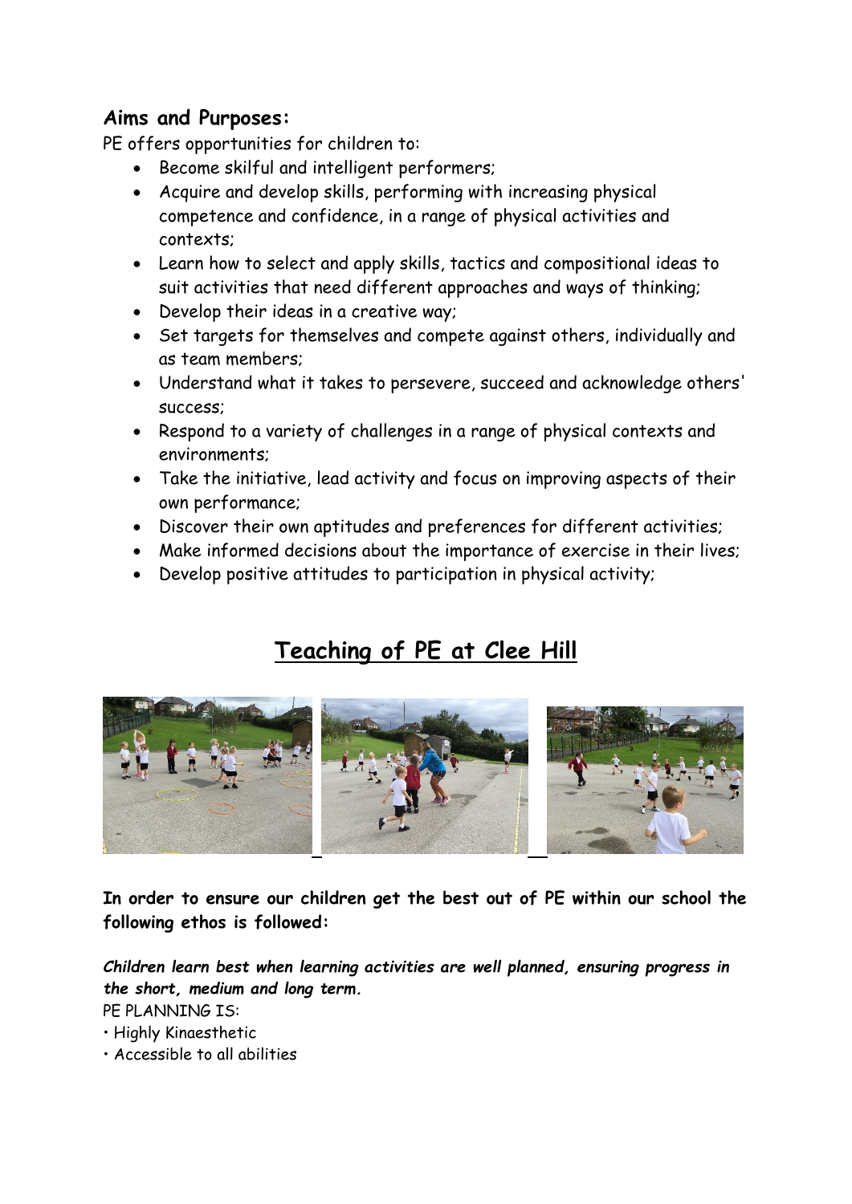### Aims and Purposes:

PE offers opportunities for children to:

- Become skilful and intelligent performers;
- Acquire and develop skills, performing with increasing physical competence and confidence, in a range of physical activities and contexts;
- Learn how to select and apply skills, tactics and compositional ideas to suit activities that need different approaches and ways of thinking;
- Develop their ideas in a creative way;
- Set targets for themselves and compete against others, individually and as team members;
- Understand what it takes to persevere, succeed and acknowledge others' success;
- Respond to a variety of challenges in a range of physical contexts and environments;
- Take the initiative, lead activity and focus on improving aspects of their own performance;
- Discover their own aptitudes and preferences for different activities;
- Make informed decisions about the importance of exercise in their lives;
- Develop positive attitudes to participation in physical activity;

## Teaching of PE at Clee Hill

**In order to ensure our children get the best out of PE within our school the following ethos is followed:**

***Children learn best when learning activities are well planned, ensuring progress in the short, medium and long term.***

PE PLANNING IS:

- Highly Kinaesthetic
- Accessible to all abilities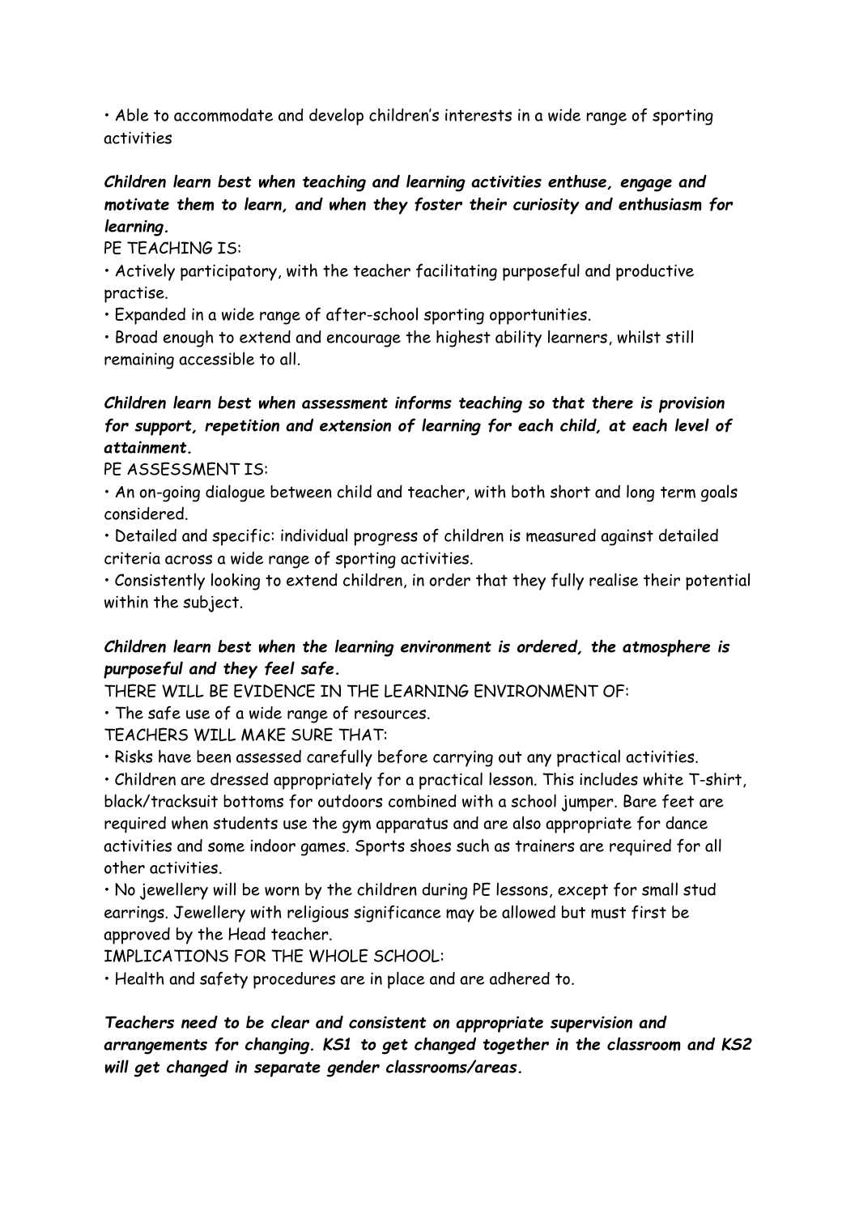- Able to accommodate and develop children's interests in a wide range of sporting activities

***Children learn best when teaching and learning activities enthuse, engage and motivate them to learn, and when they foster their curiosity and enthusiasm for learning.***

PE TEACHING IS:

- Actively participatory, with the teacher facilitating purposeful and productive practise.
- Expanded in a wide range of after-school sporting opportunities.
- Broad enough to extend and encourage the highest ability learners, whilst still remaining accessible to all.

***Children learn best when assessment informs teaching so that there is provision for support, repetition and extension of learning for each child, at each level of attainment.***

PE ASSESSMENT IS:

- An on-going dialogue between child and teacher, with both short and long term goals considered.
- Detailed and specific: individual progress of children is measured against detailed criteria across a wide range of sporting activities.
- Consistently looking to extend children, in order that they fully realise their potential within the subject.

***Children learn best when the learning environment is ordered, the atmosphere is purposeful and they feel safe.***

THERE WILL BE EVIDENCE IN THE LEARNING ENVIRONMENT OF:

- The safe use of a wide range of resources.

TEACHERS WILL MAKE SURE THAT:

- Risks have been assessed carefully before carrying out any practical activities.
- Children are dressed appropriately for a practical lesson. This includes white T-shirt, black/tracksuit bottoms for outdoors combined with a school jumper. Bare feet are required when students use the gym apparatus and are also appropriate for dance activities and some indoor games. Sports shoes such as trainers are required for all other activities.
- No jewellery will be worn by the children during PE lessons, except for small stud earrings. Jewellery with religious significance may be allowed but must first be approved by the Head teacher.

IMPLICATIONS FOR THE WHOLE SCHOOL:

- Health and safety procedures are in place and are adhered to.

***Teachers need to be clear and consistent on appropriate supervision and arrangements for changing. KS1 to get changed together in the classroom and KS2 will get changed in separate gender classrooms/areas.***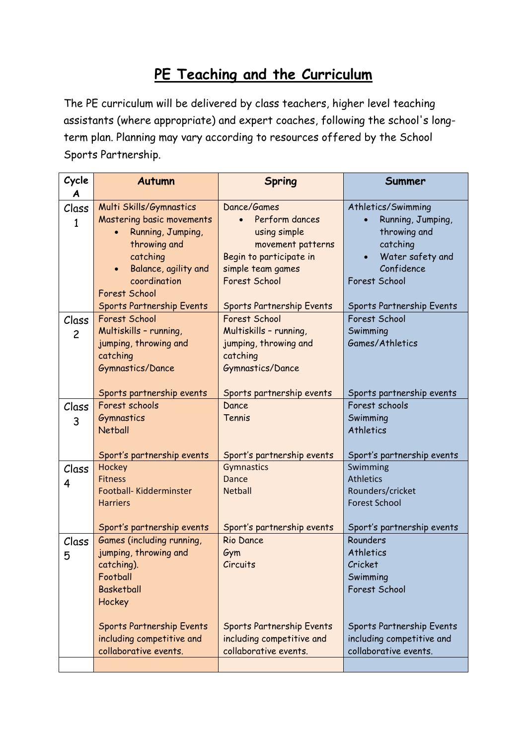# PE Teaching and the Curriculum

The PE curriculum will be delivered by class teachers, higher level teaching assistants (where appropriate) and expert coaches, following the school's long-term plan. Planning may vary according to resources offered by the School Sports Partnership.

| Cycle A | Autumn | Spring | Summer |
|---|---|---|---|
| Class 1 | Multi Skills/Gymnastics<br>Mastering basic movements<br>• Running, Jumping, throwing and catching<br>• Balance, agility and coordination<br>Forest School<br>Sports Partnership Events | Dance/Games<br>• Perform dances using simple movement patterns<br>Begin to participate in simple team games<br>Forest School<br>Sports Partnership Events | Athletics/Swimming<br>• Running, Jumping, throwing and catching<br>• Water safety and Confidence<br>Forest School<br>Sports Partnership Events |
| Class 2 | Forest School<br>Multiskills – running, jumping, throwing and catching<br>Gymnastics/Dance<br><br>Sports partnership events | Forest School<br>Multiskills – running, jumping, throwing and catching<br>Gymnastics/Dance<br><br>Sports partnership events | Forest School<br>Swimming<br>Games/Athletics<br><br>Sports partnership events |
| Class 3 | Forest schools<br>Gymnastics<br>Netball<br><br>Sport's partnership events | Dance<br>Tennis<br><br>Sport's partnership events | Forest schools<br>Swimming<br>Athletics<br><br>Sport's partnership events |
| Class 4 | Hockey<br>Fitness<br>Football- Kidderminster Harriers<br><br>Sport's partnership events | Gymnastics<br>Dance<br>Netball<br><br>Sport's partnership events | Swimming<br>Athletics<br>Rounders/cricket<br>Forest School<br><br>Sport's partnership events |
| Class 5 | Games (including running, jumping, throwing and catching).<br>Football<br>Basketball<br>Hockey<br><br>Sports Partnership Events including competitive and collaborative events. | Rio Dance<br>Gym<br>Circuits<br><br>Sports Partnership Events including competitive and collaborative events. | Rounders<br>Athletics<br>Cricket<br>Swimming<br>Forest School<br><br>Sports Partnership Events including competitive and collaborative events. |
| | | | |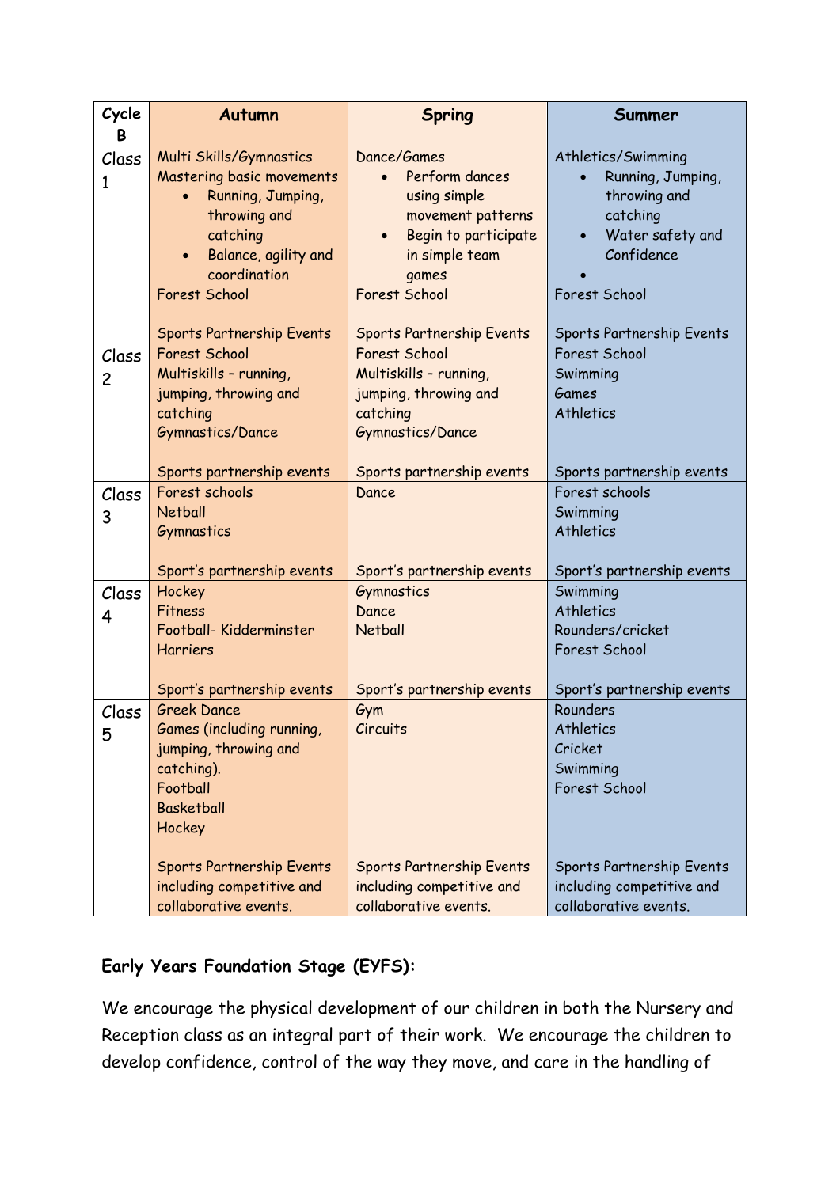| Cycle B | Autumn | Spring | Summer |
| --- | --- | --- | --- |
| Class 1 | Multi Skills/Gymnastics<br>Mastering basic movements<br>• Running, Jumping, throwing and catching<br>• Balance, agility and coordination<br>Forest School<br><br>Sports Partnership Events | Dance/Games<br>• Perform dances using simple movement patterns<br>• Begin to participate in simple team games<br>Forest School<br><br>Sports Partnership Events | Athletics/Swimming<br>• Running, Jumping, throwing and catching<br>• Water safety and Confidence<br>•<br>Forest School<br><br>Sports Partnership Events |
| Class 2 | Forest School<br>Multiskills – running, jumping, throwing and catching<br>Gymnastics/Dance<br><br>Sports partnership events | Forest School<br>Multiskills – running, jumping, throwing and catching<br>Gymnastics/Dance<br><br>Sports partnership events | Forest School<br>Swimming<br>Games<br>Athletics<br><br>Sports partnership events |
| Class 3 | Forest schools<br>Netball<br>Gymnastics<br><br>Sport's partnership events | Dance<br><br>Sport's partnership events | Forest schools<br>Swimming<br>Athletics<br><br>Sport's partnership events |
| Class 4 | Hockey<br>Fitness<br>Football- Kidderminster Harriers<br><br>Sport's partnership events | Gymnastics<br>Dance<br>Netball<br><br>Sport's partnership events | Swimming<br>Athletics<br>Rounders/cricket<br>Forest School<br><br>Sport's partnership events |
| Class 5 | Greek Dance<br>Games (including running, jumping, throwing and catching).<br>Football<br>Basketball<br>Hockey<br><br>Sports Partnership Events including competitive and collaborative events. | Gym<br>Circuits<br><br>Sports Partnership Events including competitive and collaborative events. | Rounders<br>Athletics<br>Cricket<br>Swimming<br>Forest School<br><br>Sports Partnership Events including competitive and collaborative events. |

**Early Years Foundation Stage (EYFS):**

We encourage the physical development of our children in both the Nursery and Reception class as an integral part of their work. We encourage the children to develop confidence, control of the way they move, and care in the handling of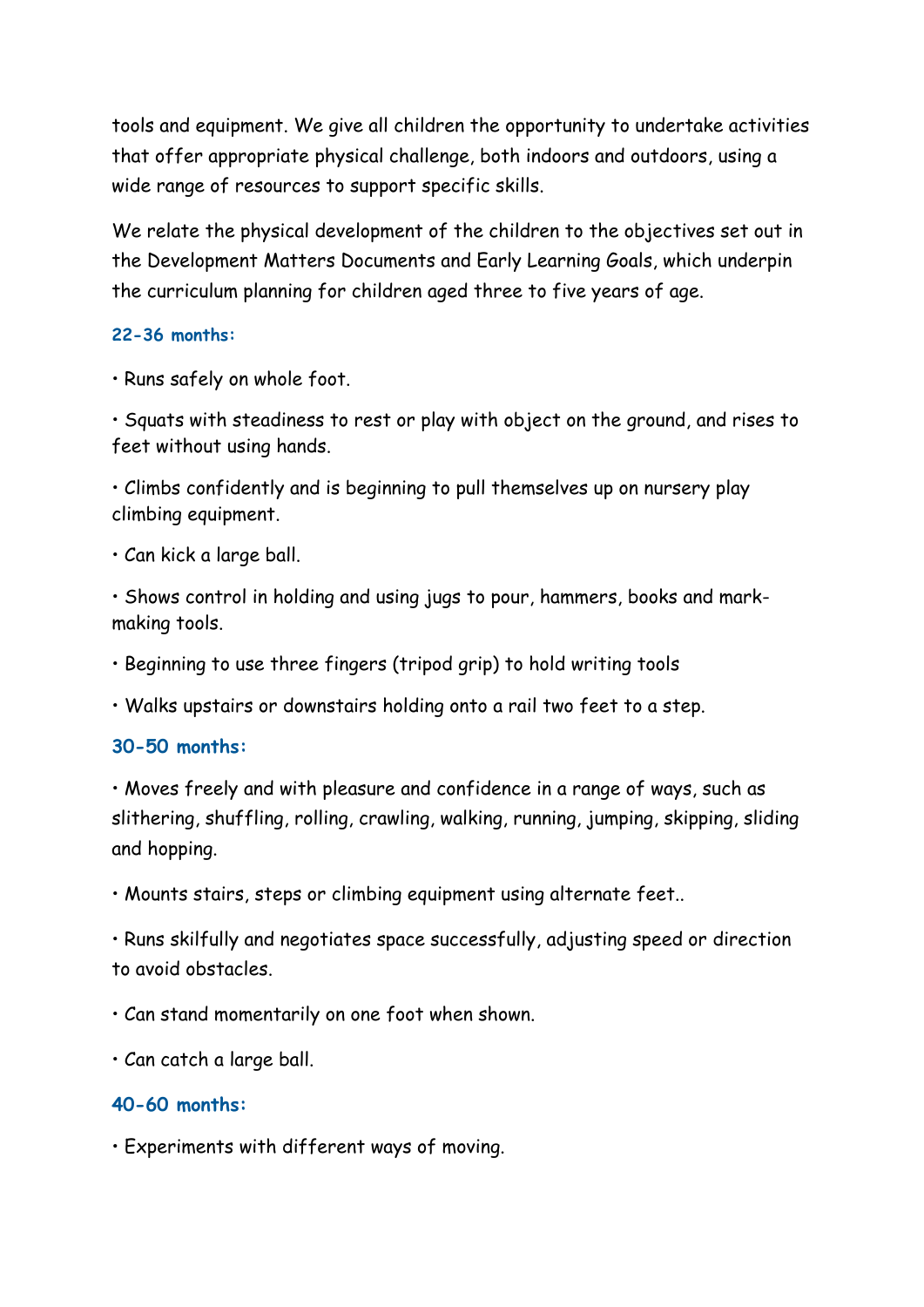tools and equipment. We give all children the opportunity to undertake activities that offer appropriate physical challenge, both indoors and outdoors, using a wide range of resources to support specific skills.

We relate the physical development of the children to the objectives set out in the Development Matters Documents and Early Learning Goals, which underpin the curriculum planning for children aged three to five years of age.

**22-36 months:**

• Runs safely on whole foot.

• Squats with steadiness to rest or play with object on the ground, and rises to feet without using hands.

• Climbs confidently and is beginning to pull themselves up on nursery play climbing equipment.

• Can kick a large ball.

• Shows control in holding and using jugs to pour, hammers, books and mark-making tools.

• Beginning to use three fingers (tripod grip) to hold writing tools

• Walks upstairs or downstairs holding onto a rail two feet to a step.

**30-50 months:**

• Moves freely and with pleasure and confidence in a range of ways, such as slithering, shuffling, rolling, crawling, walking, running, jumping, skipping, sliding and hopping.

• Mounts stairs, steps or climbing equipment using alternate feet..

• Runs skilfully and negotiates space successfully, adjusting speed or direction to avoid obstacles.

• Can stand momentarily on one foot when shown.

• Can catch a large ball.

**40-60 months:**

• Experiments with different ways of moving.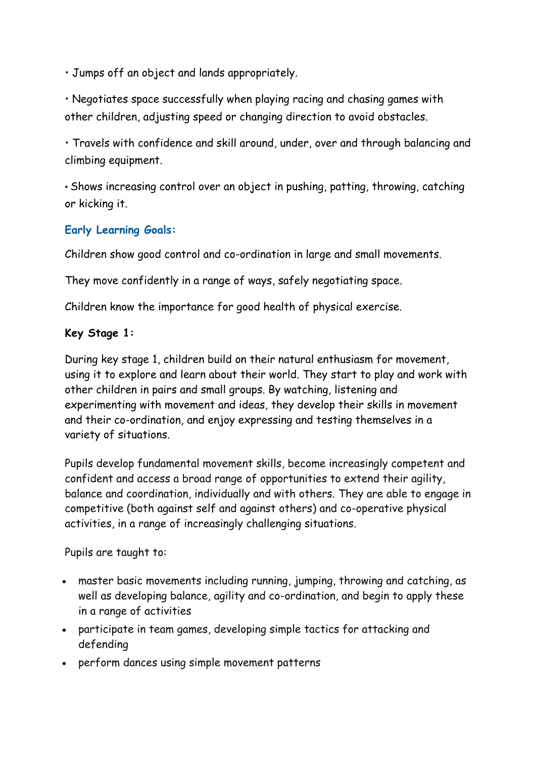- Jumps off an object and lands appropriately.
- Negotiates space successfully when playing racing and chasing games with other children, adjusting speed or changing direction to avoid obstacles.
- Travels with confidence and skill around, under, over and through balancing and climbing equipment.
- Shows increasing control over an object in pushing, patting, throwing, catching or kicking it.

### Early Learning Goals:

Children show good control and co-ordination in large and small movements.

They move confidently in a range of ways, safely negotiating space.

Children know the importance for good health of physical exercise.

### Key Stage 1:

During key stage 1, children build on their natural enthusiasm for movement, using it to explore and learn about their world. They start to play and work with other children in pairs and small groups. By watching, listening and experimenting with movement and ideas, they develop their skills in movement and their co-ordination, and enjoy expressing and testing themselves in a variety of situations.

Pupils develop fundamental movement skills, become increasingly competent and confident and access a broad range of opportunities to extend their agility, balance and coordination, individually and with others. They are able to engage in competitive (both against self and against others) and co-operative physical activities, in a range of increasingly challenging situations.

Pupils are taught to:

- master basic movements including running, jumping, throwing and catching, as well as developing balance, agility and co-ordination, and begin to apply these in a range of activities
- participate in team games, developing simple tactics for attacking and defending
- perform dances using simple movement patterns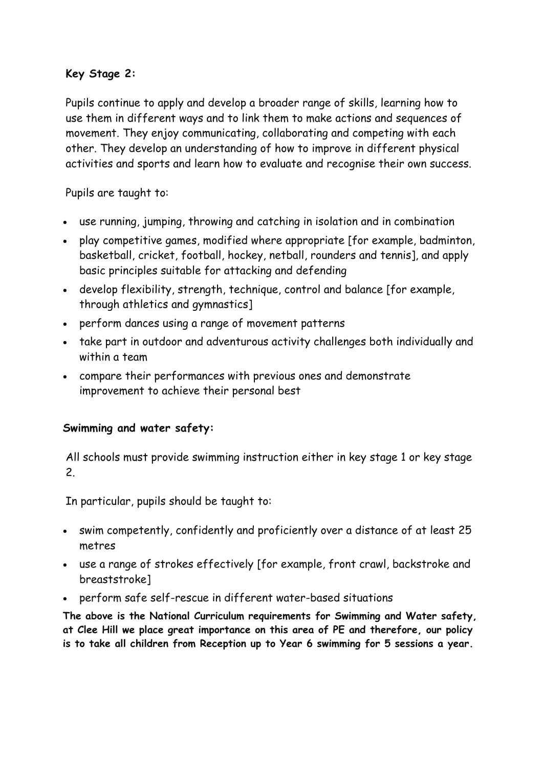**Key Stage 2:**

Pupils continue to apply and develop a broader range of skills, learning how to use them in different ways and to link them to make actions and sequences of movement. They enjoy communicating, collaborating and competing with each other. They develop an understanding of how to improve in different physical activities and sports and learn how to evaluate and recognise their own success.

Pupils are taught to:

- use running, jumping, throwing and catching in isolation and in combination
- play competitive games, modified where appropriate [for example, badminton, basketball, cricket, football, hockey, netball, rounders and tennis], and apply basic principles suitable for attacking and defending
- develop flexibility, strength, technique, control and balance [for example, through athletics and gymnastics]
- perform dances using a range of movement patterns
- take part in outdoor and adventurous activity challenges both individually and within a team
- compare their performances with previous ones and demonstrate improvement to achieve their personal best

**Swimming and water safety:**

All schools must provide swimming instruction either in key stage 1 or key stage 2.

In particular, pupils should be taught to:

- swim competently, confidently and proficiently over a distance of at least 25 metres
- use a range of strokes effectively [for example, front crawl, backstroke and breaststroke]
- perform safe self-rescue in different water-based situations

**The above is the National Curriculum requirements for Swimming and Water safety, at Clee Hill we place great importance on this area of PE and therefore, our policy is to take all children from Reception up to Year 6 swimming for 5 sessions a year.**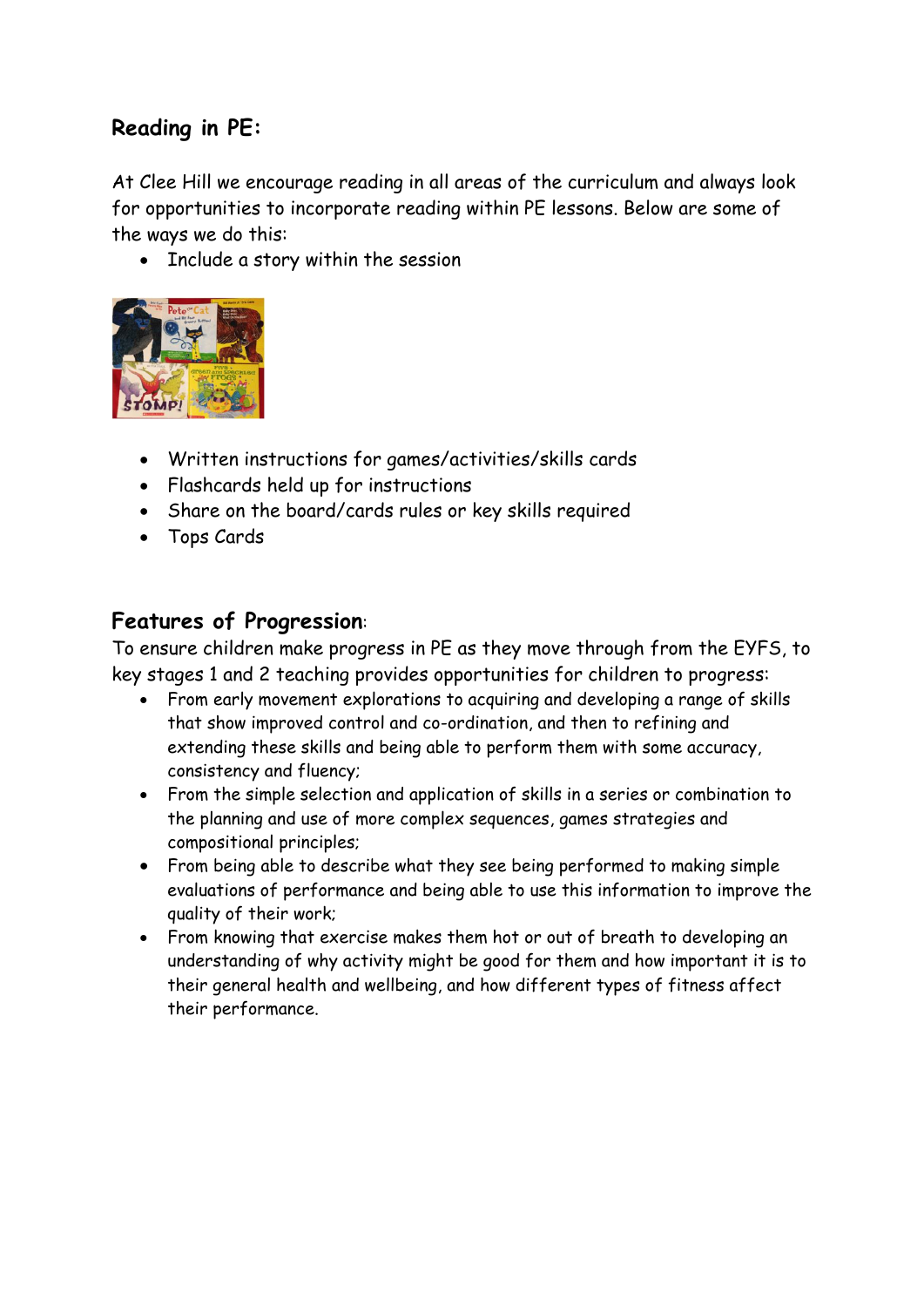## Reading in PE:

At Clee Hill we encourage reading in all areas of the curriculum and always look for opportunities to incorporate reading within PE lessons. Below are some of the ways we do this:

- Include a story within the session

- Written instructions for games/activities/skills cards
- Flashcards held up for instructions
- Share on the board/cards rules or key skills required
- Tops Cards

## Features of Progression:

To ensure children make progress in PE as they move through from the EYFS, to key stages 1 and 2 teaching provides opportunities for children to progress:

- From early movement explorations to acquiring and developing a range of skills that show improved control and co-ordination, and then to refining and extending these skills and being able to perform them with some accuracy, consistency and fluency;
- From the simple selection and application of skills in a series or combination to the planning and use of more complex sequences, games strategies and compositional principles;
- From being able to describe what they see being performed to making simple evaluations of performance and being able to use this information to improve the quality of their work;
- From knowing that exercise makes them hot or out of breath to developing an understanding of why activity might be good for them and how important it is to their general health and wellbeing, and how different types of fitness affect their performance.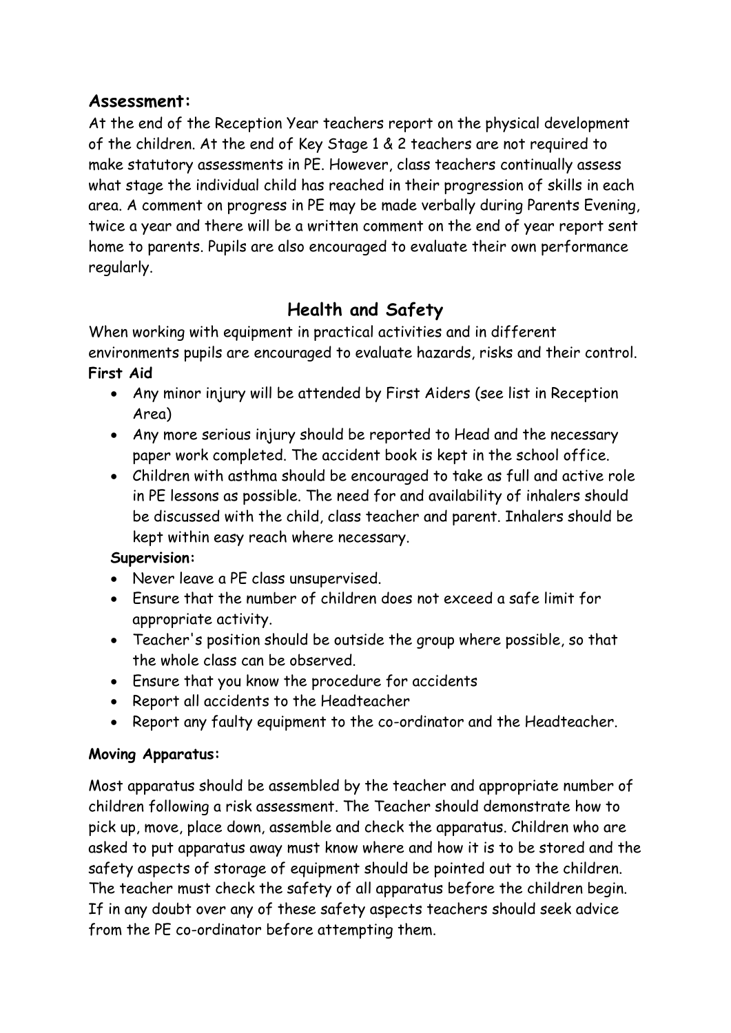## Assessment:

At the end of the Reception Year teachers report on the physical development of the children. At the end of Key Stage 1 & 2 teachers are not required to make statutory assessments in PE. However, class teachers continually assess what stage the individual child has reached in their progression of skills in each area. A comment on progress in PE may be made verbally during Parents Evening, twice a year and there will be a written comment on the end of year report sent home to parents. Pupils are also encouraged to evaluate their own performance regularly.

## Health and Safety

When working with equipment in practical activities and in different environments pupils are encouraged to evaluate hazards, risks and their control.

**First Aid**

- Any minor injury will be attended by First Aiders (see list in Reception Area)
- Any more serious injury should be reported to Head and the necessary paper work completed. The accident book is kept in the school office.
- Children with asthma should be encouraged to take as full and active role in PE lessons as possible. The need for and availability of inhalers should be discussed with the child, class teacher and parent. Inhalers should be kept within easy reach where necessary.

**Supervision:**

- Never leave a PE class unsupervised.
- Ensure that the number of children does not exceed a safe limit for appropriate activity.
- Teacher's position should be outside the group where possible, so that the whole class can be observed.
- Ensure that you know the procedure for accidents
- Report all accidents to the Headteacher
- Report any faulty equipment to the co-ordinator and the Headteacher.

**Moving Apparatus:**

Most apparatus should be assembled by the teacher and appropriate number of children following a risk assessment. The Teacher should demonstrate how to pick up, move, place down, assemble and check the apparatus. Children who are asked to put apparatus away must know where and how it is to be stored and the safety aspects of storage of equipment should be pointed out to the children. The teacher must check the safety of all apparatus before the children begin. If in any doubt over any of these safety aspects teachers should seek advice from the PE co-ordinator before attempting them.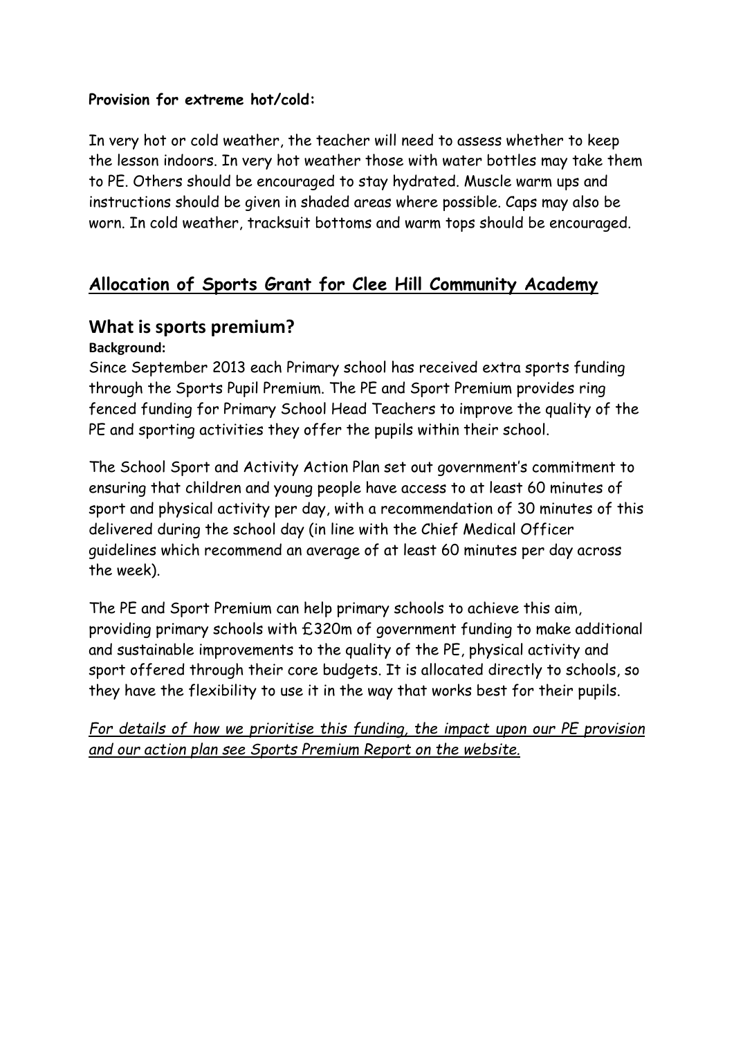**Provision for extreme hot/cold:**

In very hot or cold weather, the teacher will need to assess whether to keep the lesson indoors. In very hot weather those with water bottles may take them to PE. Others should be encouraged to stay hydrated. Muscle warm ups and instructions should be given in shaded areas where possible. Caps may also be worn. In cold weather, tracksuit bottoms and warm tops should be encouraged.

## Allocation of Sports Grant for Clee Hill Community Academy

## What is sports premium?

**Background:**

Since September 2013 each Primary school has received extra sports funding through the Sports Pupil Premium. The PE and Sport Premium provides ring fenced funding for Primary School Head Teachers to improve the quality of the PE and sporting activities they offer the pupils within their school.

The School Sport and Activity Action Plan set out government's commitment to ensuring that children and young people have access to at least 60 minutes of sport and physical activity per day, with a recommendation of 30 minutes of this delivered during the school day (in line with the Chief Medical Officer guidelines which recommend an average of at least 60 minutes per day across the week).

The PE and Sport Premium can help primary schools to achieve this aim, providing primary schools with £320m of government funding to make additional and sustainable improvements to the quality of the PE, physical activity and sport offered through their core budgets. It is allocated directly to schools, so they have the flexibility to use it in the way that works best for their pupils.

*For details of how we prioritise this funding, the impact upon our PE provision and our action plan see Sports Premium Report on the website.*